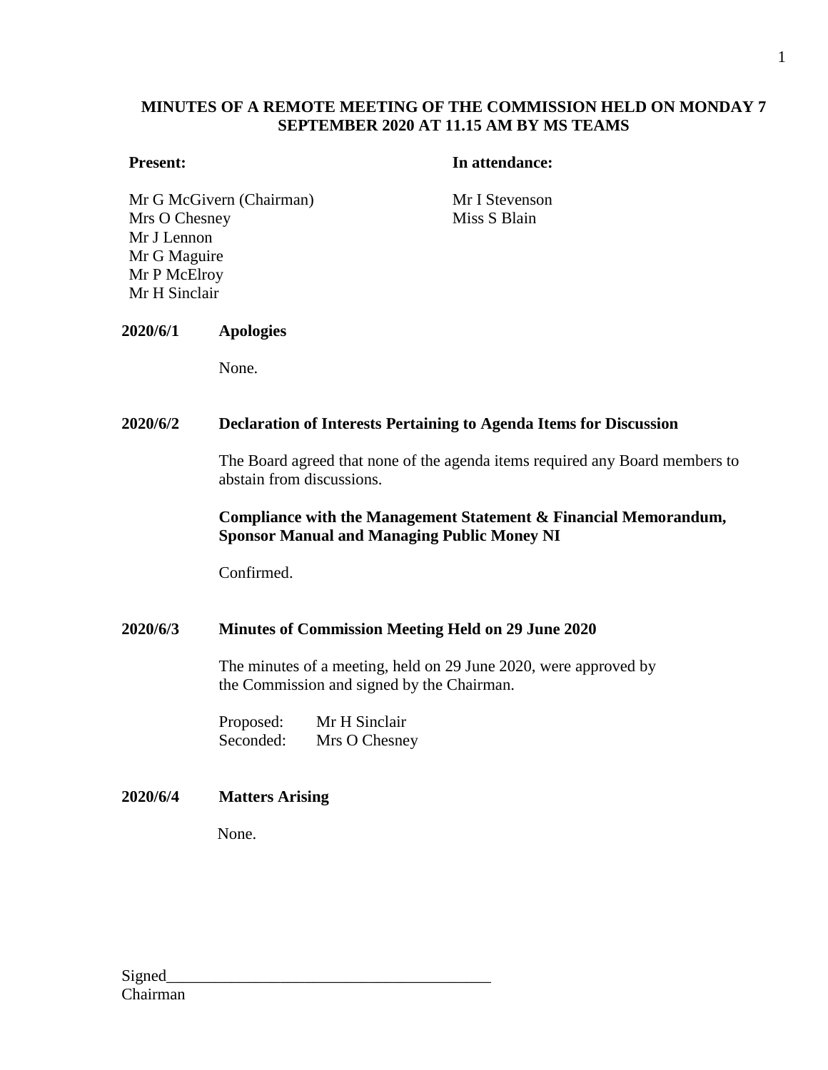**MINUTES OF A REMOTE MEETING OF THE COMMISSION HELD ON MONDAY 7 SEPTEMBER 2020 AT 11.15 AM BY MS TEAMS**

**Present:**

Mr G McGivern (Chairman)
Mrs O Chesney
Mr J Lennon
Mr G Maguire
Mr P McElroy
Mr H Sinclair

**In attendance:**

Mr I Stevenson
Miss S Blain

**2020/6/1 Apologies**

None.

**2020/6/2 Declaration of Interests Pertaining to Agenda Items for Discussion**

The Board agreed that none of the agenda items required any Board members to abstain from discussions.

**Compliance with the Management Statement & Financial Memorandum, Sponsor Manual and Managing Public Money NI**

Confirmed.

**2020/6/3 Minutes of Commission Meeting Held on 29 June 2020**

The minutes of a meeting, held on 29 June 2020, were approved by the Commission and signed by the Chairman.

Proposed: Mr H Sinclair
Seconded: Mrs O Chesney

**2020/6/4 Matters Arising**

None.

Signed_______________________________________
Chairman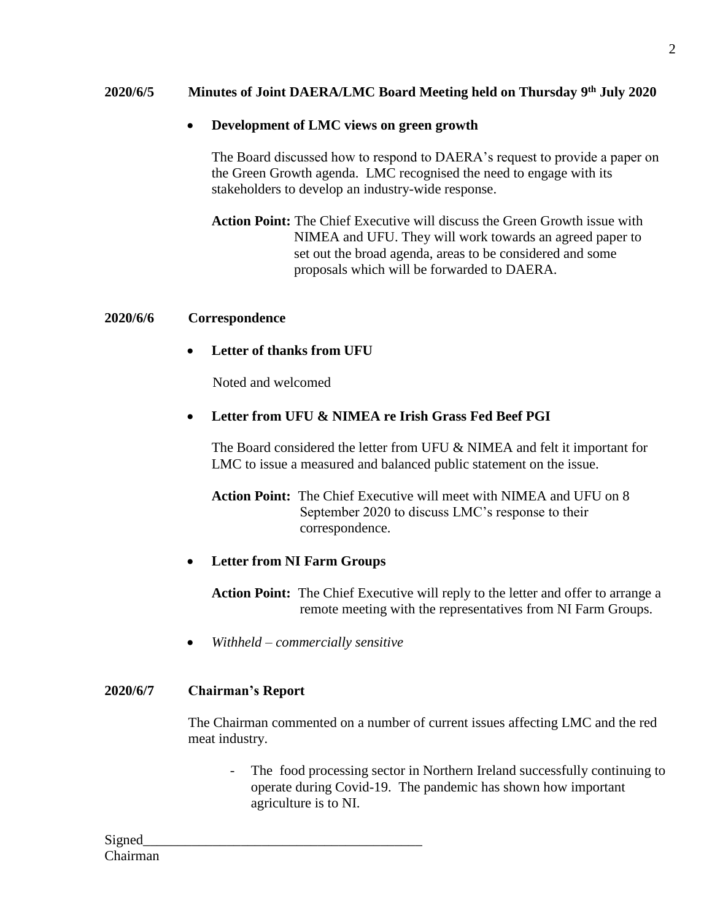**2020/6/5 Minutes of Joint DAERA/LMC Board Meeting held on Thursday 9th July 2020**

- **Development of LMC views on green growth**

  The Board discussed how to respond to DAERA's request to provide a paper on the Green Growth agenda. LMC recognised the need to engage with its stakeholders to develop an industry-wide response.

  **Action Point:** The Chief Executive will discuss the Green Growth issue with NIMEA and UFU. They will work towards an agreed paper to set out the broad agenda, areas to be considered and some proposals which will be forwarded to DAERA.

**2020/6/6 Correspondence**

- **Letter of thanks from UFU**

  Noted and welcomed

- **Letter from UFU & NIMEA re Irish Grass Fed Beef PGI**

  The Board considered the letter from UFU & NIMEA and felt it important for LMC to issue a measured and balanced public statement on the issue.

  **Action Point:** The Chief Executive will meet with NIMEA and UFU on 8 September 2020 to discuss LMC's response to their correspondence.

- **Letter from NI Farm Groups**

  **Action Point:** The Chief Executive will reply to the letter and offer to arrange a remote meeting with the representatives from NI Farm Groups.

- *Withheld – commercially sensitive*

**2020/6/7 Chairman's Report**

The Chairman commented on a number of current issues affecting LMC and the red meat industry.

- The food processing sector in Northern Ireland successfully continuing to operate during Covid-19. The pandemic has shown how important agriculture is to NI.

Signed\_\_\_\_\_\_\_\_\_\_\_\_\_\_\_\_\_\_\_\_\_\_\_\_\_\_\_\_\_\_\_\_\_\_\_\_\_\_\_\_
Chairman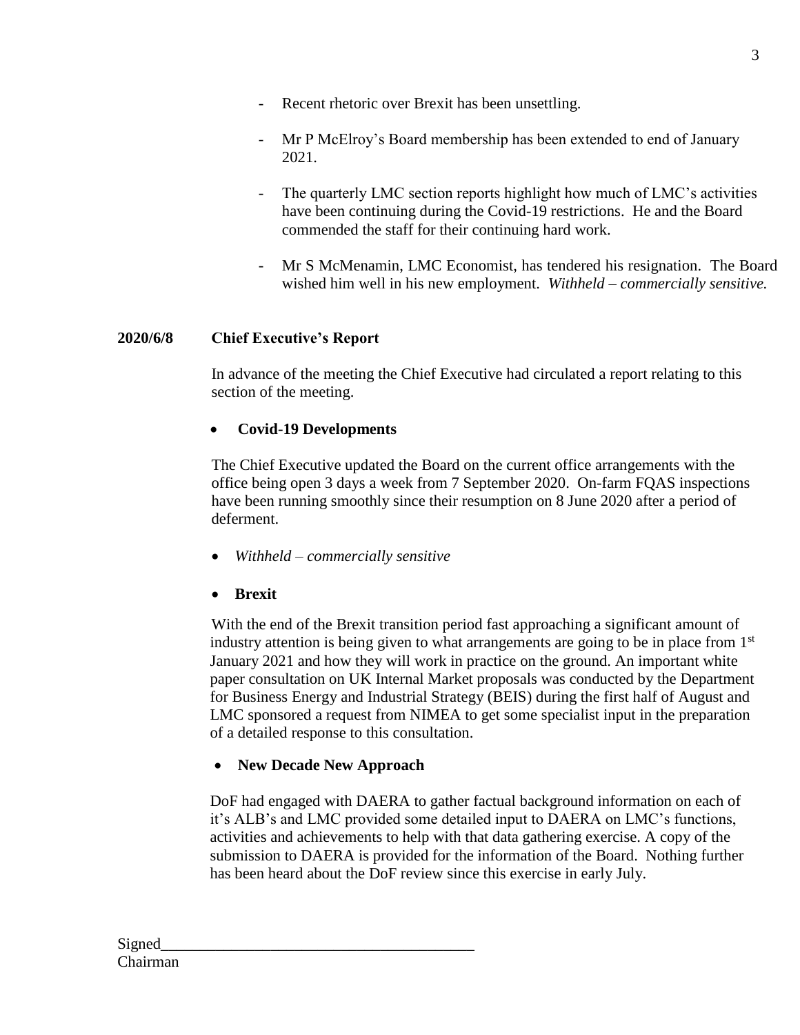- Recent rhetoric over Brexit has been unsettling.

- Mr P McElroy's Board membership has been extended to end of January 2021.

- The quarterly LMC section reports highlight how much of LMC's activities have been continuing during the Covid-19 restrictions. He and the Board commended the staff for their continuing hard work.

- Mr S McMenamin, LMC Economist, has tendered his resignation. The Board wished him well in his new employment. *Withheld – commercially sensitive.*

**2020/6/8 Chief Executive's Report**

In advance of the meeting the Chief Executive had circulated a report relating to this section of the meeting.

- **Covid-19 Developments**

The Chief Executive updated the Board on the current office arrangements with the office being open 3 days a week from 7 September 2020. On-farm FQAS inspections have been running smoothly since their resumption on 8 June 2020 after a period of deferment.

- *Withheld – commercially sensitive*

- **Brexit**

With the end of the Brexit transition period fast approaching a significant amount of industry attention is being given to what arrangements are going to be in place from 1st January 2021 and how they will work in practice on the ground. An important white paper consultation on UK Internal Market proposals was conducted by the Department for Business Energy and Industrial Strategy (BEIS) during the first half of August and LMC sponsored a request from NIMEA to get some specialist input in the preparation of a detailed response to this consultation.

- **New Decade New Approach**

DoF had engaged with DAERA to gather factual background information on each of it's ALB's and LMC provided some detailed input to DAERA on LMC's functions, activities and achievements to help with that data gathering exercise. A copy of the submission to DAERA is provided for the information of the Board. Nothing further has been heard about the DoF review since this exercise in early July.

Signed\_\_\_\_\_\_\_\_\_\_\_\_\_\_\_\_\_\_\_\_\_\_\_\_\_\_\_\_\_\_\_\_\_\_\_\_\_\_\_\_
Chairman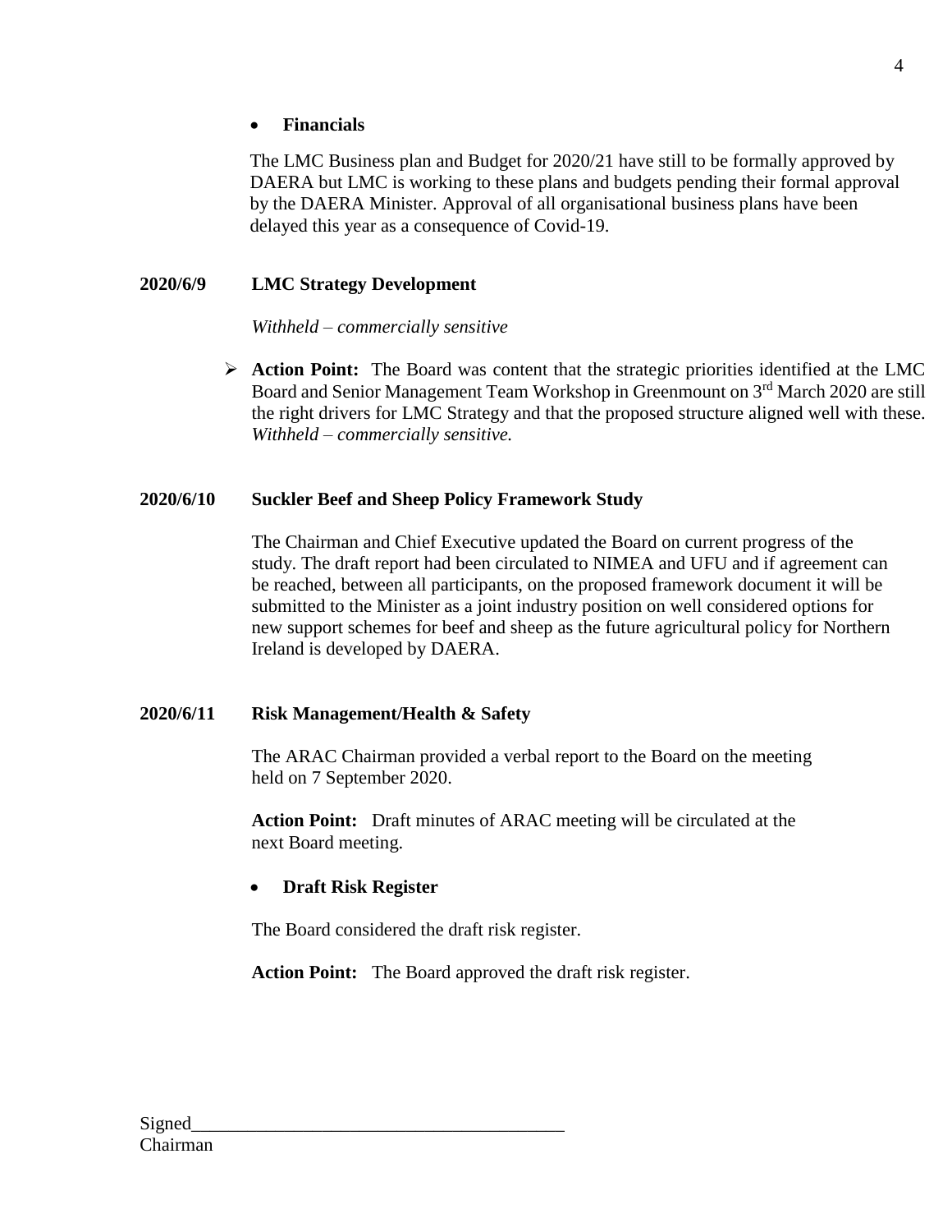- **Financials**

The LMC Business plan and Budget for 2020/21 have still to be formally approved by DAERA but LMC is working to these plans and budgets pending their formal approval by the DAERA Minister. Approval of all organisational business plans have been delayed this year as a consequence of Covid-19.

**2020/6/9 LMC Strategy Development**

*Withheld – commercially sensitive*

- **Action Point:** The Board was content that the strategic priorities identified at the LMC Board and Senior Management Team Workshop in Greenmount on 3rd March 2020 are still the right drivers for LMC Strategy and that the proposed structure aligned well with these. *Withheld – commercially sensitive.*

**2020/6/10 Suckler Beef and Sheep Policy Framework Study**

The Chairman and Chief Executive updated the Board on current progress of the study. The draft report had been circulated to NIMEA and UFU and if agreement can be reached, between all participants, on the proposed framework document it will be submitted to the Minister as a joint industry position on well considered options for new support schemes for beef and sheep as the future agricultural policy for Northern Ireland is developed by DAERA.

**2020/6/11 Risk Management/Health & Safety**

The ARAC Chairman provided a verbal report to the Board on the meeting held on 7 September 2020.

**Action Point:** Draft minutes of ARAC meeting will be circulated at the next Board meeting.

- **Draft Risk Register**

The Board considered the draft risk register.

**Action Point:** The Board approved the draft risk register.

Signed________________________________________
Chairman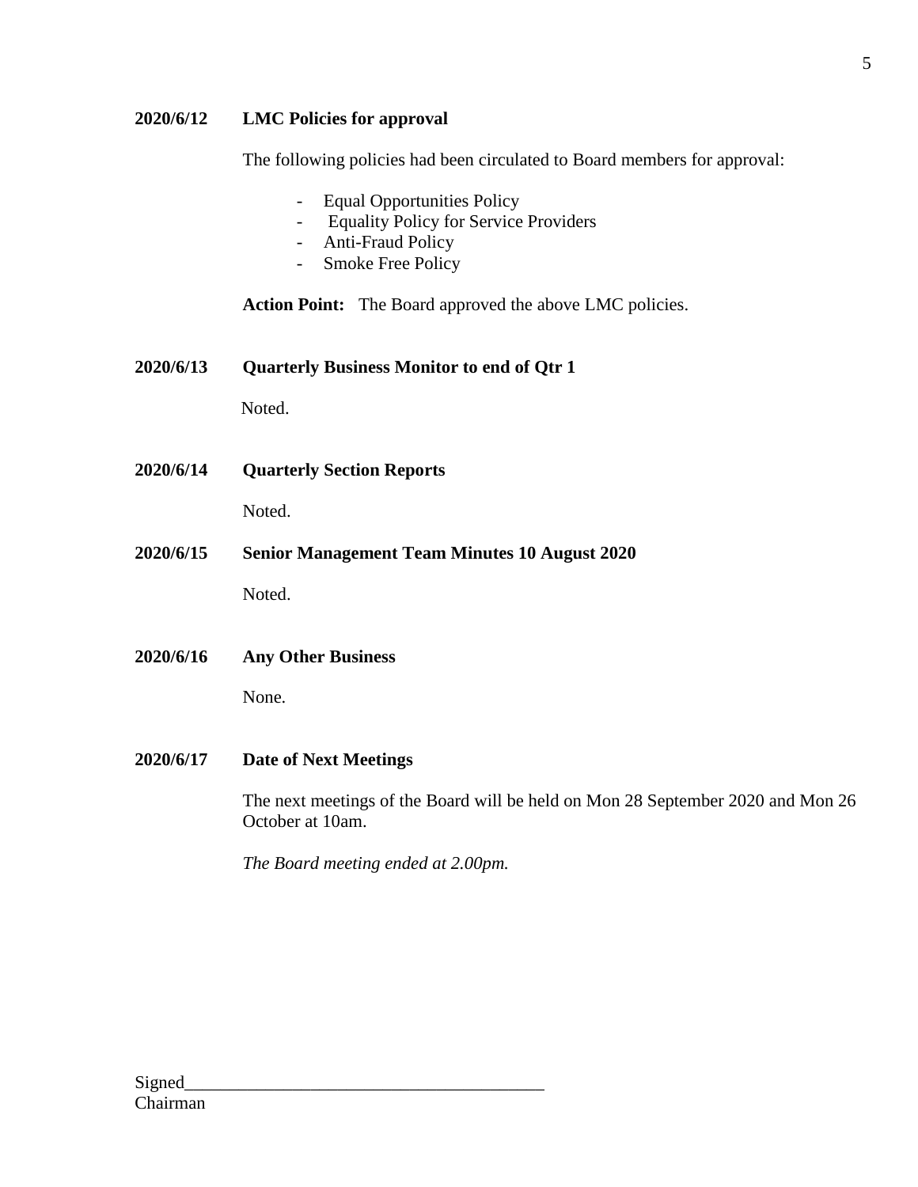**2020/6/12 LMC Policies for approval**

The following policies had been circulated to Board members for approval:

- Equal Opportunities Policy
- Equality Policy for Service Providers
- Anti-Fraud Policy
- Smoke Free Policy

**Action Point:** The Board approved the above LMC policies.

**2020/6/13 Quarterly Business Monitor to end of Qtr 1**

Noted.

**2020/6/14 Quarterly Section Reports**

Noted.

**2020/6/15 Senior Management Team Minutes 10 August 2020**

Noted.

**2020/6/16 Any Other Business**

None.

**2020/6/17 Date of Next Meetings**

The next meetings of the Board will be held on Mon 28 September 2020 and Mon 26 October at 10am.

*The Board meeting ended at 2.00pm.*

Signed_______________________________________
Chairman